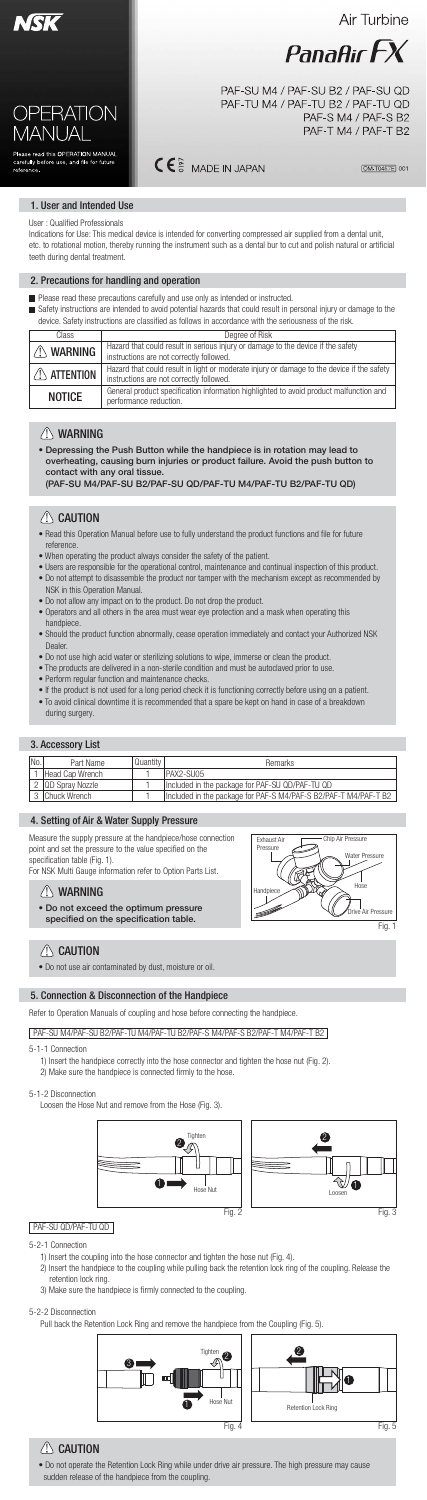NSK

# OPERATION MANUAL

Please read this OPERATION MANUAL carefully before use, and file for future reference.

Air Turbine

PanaAir FX

PAF-SU M4 / PAF-SU B2 / PAF-SU QD
PAF-TU M4 / PAF-TU B2 / PAF-TU QD
PAF-S M4 / PAF-S B2
PAF-T M4 / PAF-T B2

CE 0197 MADE IN JAPAN

OM-T0461E 001

## 1. User and Intended Use

User : Qualified Professionals

Indications for Use: This medical device is intended for converting compressed air supplied from a dental unit, etc. to rotational motion, thereby running the instrument such as a dental bur to cut and polish natural or artificial teeth during dental treatment.

## 2. Precautions for handling and operation

- Please read these precautions carefully and use only as intended or instructed.
- Safety instructions are intended to avoid potential hazards that could result in personal injury or damage to the device. Safety instructions are classified as follows in accordance with the seriousness of the risk.

| Class | Degree of Risk |
|---|---|
| ⚠ WARNING | Hazard that could result in serious injury or damage to the device if the safety instructions are not correctly followed. |
| ⚠ ATTENTION | Hazard that could result in light or moderate injury or damage to the device if the safety instructions are not correctly followed. |
| NOTICE | General product specification information highlighted to avoid product malfunction and performance reduction. |

### ⚠ WARNING

- **Depressing the Push Button while the handpiece is in rotation may lead to overheating, causing burn injuries or product failure. Avoid the push button to contact with any oral tissue. (PAF-SU M4/PAF-SU B2/PAF-SU QD/PAF-TU M4/PAF-TU B2/PAF-TU QD)**

### ⚠ CAUTION

- Read this Operation Manual before use to fully understand the product functions and file for future reference.
- When operating the product always consider the safety of the patient.
- Users are responsible for the operational control, maintenance and continual inspection of this product.
- Do not attempt to disassemble the product nor tamper with the mechanism except as recommended by NSK in this Operation Manual.
- Do not allow any impact on to the product. Do not drop the product.
- Operators and all others in the area must wear eye protection and a mask when operating this handpiece.
- Should the product function abnormally, cease operation immediately and contact your Authorized NSK Dealer.
- Do not use high acid water or sterilizing solutions to wipe, immerse or clean the product.
- The products are delivered in a non-sterile condition and must be autoclaved prior to use.
- Perform regular function and maintenance checks.
- If the product is not used for a long period check it is functioning correctly before using on a patient.
- To avoid clinical downtime it is recommended that a spare be kept on hand in case of a breakdown during surgery.

## 3. Accessory List

| No. | Part Name | Quantity | Remarks |
|---|---|---|---|
| 1 | Head Cap Wrench | 1 | PAX2-SU05 |
| 2 | QD Spray Nozzle | 1 | Included in the package for PAF-SU QD/PAF-TU QD |
| 3 | Chuck Wrench | 1 | Included in the package for PAF-S M4/PAF-S B2/PAF-T M4/PAF-T B2 |

## 4. Setting of Air & Water Supply Pressure

Measure the supply pressure at the handpiece/hose connection point and set the pressure to the value specified on the specification table (Fig. 1).

For NSK Multi Gauge information refer to Option Parts List.

### ⚠ WARNING

- **Do not exceed the optimum pressure specified on the specification table.**

Exhaust Air Pressure / Chip Air Pressure / Water Pressure / Hose / Handpiece / Drive Air Pressure

Fig. 1

### ⚠ CAUTION

- Do not use air contaminated by dust, moisture or oil.

## 5. Connection & Disconnection of the Handpiece

Refer to Operation Manuals of coupling and hose before connecting the handpiece.

PAF-SU M4/PAF-SU B2/PAF-TU M4/PAF-TU B2/PAF-S M4/PAF-S B2/PAF-T M4/PAF-T B2

5-1-1 Connection

1) Insert the handpiece correctly into the hose connector and tighten the hose nut (Fig. 2).
2) Make sure the handpiece is connected firmly to the hose.

5-1-2 Disconnection

Loosen the Hose Nut and remove from the Hose (Fig. 3).

Tighten / Hose Nut

Fig. 2

Loosen

Fig. 3

PAF-SU QD/PAF-TU QD

5-2-1 Connection

1) Insert the coupling into the hose connector and tighten the hose nut (Fig. 4).
2) Insert the handpiece to the coupling while pulling back the retention lock ring of the coupling. Release the retention lock ring.
3) Make sure the handpiece is firmly connected to the coupling.

5-2-2 Disconnection

Pull back the Retention Lock Ring and remove the handpiece from the Coupling (Fig. 5).

Tighten / Hose Nut

Fig. 4

Retention Lock Ring

Fig. 5

### ⚠ CAUTION

- Do not operate the Retention Lock Ring while under drive air pressure. The high pressure may cause sudden release of the handpiece from the coupling.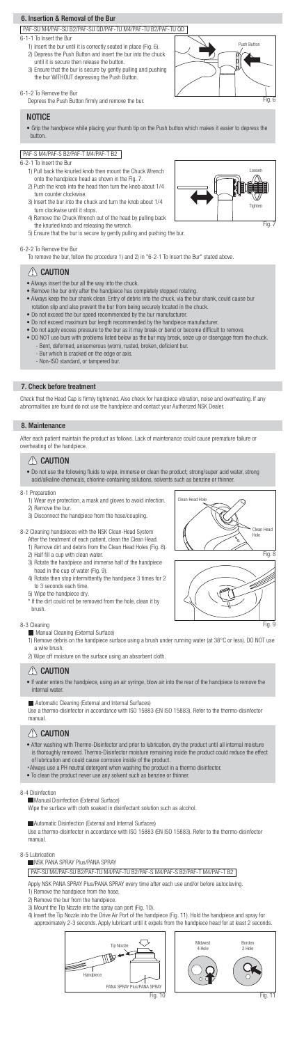## 6. Insertion & Removal of the Bur

PAF-SU M4/PAF-SU B2/PAF-SU QD/PAF-TU M4/PAF-TU B2/PAF-TU QD

6-1-1 To Insert the Bur

1) Insert the bur until it is correctly seated in place (Fig. 6).
2) Depress the Push Button and insert the bur into the chuck until it is secure then release the button.
3) Ensure that the bur is secure by gently pulling and pushing the bur WITHOUT depressing the Push Button.

Push Button

Fig. 6

6-1-2 To Remove the Bur

Depress the Push Button firmly and remove the bur.

### NOTICE

- Grip the handpiece while placing your thumb tip on the Push button which makes it easier to depress the button.

PAF-S M4/PAF-S B2/PAF-T M4/PAF-T B2

6-2-1 To Insert the Bur

1) Pull back the knurled knob then mount the Chuck Wrench onto the handpiece head as shown in the Fig. 7.
2) Push the knob into the head then turn the knob about 1/4 turn counter clockwise.
3) Insert the bur into the chuck and turn the knob about 1/4 turn clockwise until it stops.
4) Remove the Chuck Wrench out of the head by pulling back the knurled knob and releasing the wrench.
5) Ensure that the bur is secure by gently pulling and pushing the bur.

Loosen

Tighten

Fig. 7

6-2-2 To Remove the Bur

To remove the bur, follow the procedure 1) and 2) in "6-2-1 To Insert the Bur" stated above.

### ⚠ CAUTION

- Always insert the bur all the way into the chuck.
- Remove the bur only after the handpiece has completely stopped rotating.
- Always keep the bur shank clean. Entry of debris into the chuck, via the bur shank, could cause bur rotation slip and also prevent the bur from being securely located in the chuck.
- Do not exceed the bur speed recommended by the bur manufacturer.
- Do not exceed maximum bur length recommended by the handpiece manufacturer.
- Do not apply excess pressure to the bur as it may break or bend or become difficult to remove.
- DO NOT use burs with problems listed below as the bur may break, seize up or disengage from the chuck.
  - Bent, deformed, anisomerous (worn), rusted, broken, deficient bur.
  - Bur which is cracked on the edge or axis.
  - Non-ISO standard, or tampered bur.

## 7. Check before treatment

Check that the Head Cap is firmly tightened. Also check for handpiece vibration, noise and overheating. If any abnormalities are found do not use the handpiece and contact your Authorized NSK Dealer.

## 8. Maintenance

After each patient maintain the product as follows. Lack of maintenance could cause premature failure or overheating of the handpiece.

### ⚠ CAUTION

- Do not use the following fluids to wipe, immerse or clean the product; strong/super acid water, strong acid/alkaline chemicals, chlorine-containing solutions, solvents such as benzine or thinner.

8-1 Preparation

1) Wear eye protection, a mask and gloves to avoid infection.
2) Remove the bur.
3) Disconnect the handpiece from the hose/coupling.

8-2 Cleaning handpieces with the NSK Clean-Head System

After the treatment of each patient, clean the Clean Head.

1) Remove dirt and debris from the Clean Head Holes (Fig. 8).
2) Half fill a cup with clean water.
3) Rotate the handpiece and immerse half of the handpiece head in the cup of water (Fig. 9).
4) Rotate then stop intermittently the handpiece 3 times for 2 to 3 seconds each time.
5) Wipe the handpiece dry.

\* If the dirt could not be removed from the hole, clean it by brush.

Clean Head Hole

Clean Head Hole

Fig. 8

Fig. 9

8-3 Cleaning

■ Manual Cleaning (External Surface)

1) Remove debris on the handpiece surface using a brush under running water (at 38°C or less). DO NOT use a wire brush.
2) Wipe off moisture on the surface using an absorbent cloth.

### ⚠ CAUTION

- If water enters the handpiece, using an air syringe, blow air into the rear of the handpiece to remove the internal water.

■ Automatic Cleaning (External and Internal Surfaces)

Use a thermo-disinfector in accordance with ISO 15883 (EN ISO 15883). Refer to the thermo-disinfector manual.

### ⚠ CAUTION

- After washing with Thermo-Disinfector and prior to lubrication, dry the product until all internal moisture is thoroughly removed. Thermo-Disinfector moisture remaining inside the product could reduce the effect of lubrication and could cause corrosion inside of the product.
- Always use a PH neutral detergent when washing the product in a thermo disinfector.
- To clean the product never use any solvent such as benzine or thinner.

8-4 Disinfection

■ Manual Disinfection (External Surface)

Wipe the surface with cloth soaked in disinfectant solution such as alcohol.

■ Automatic Disinfection (External and Internal Surfaces)

Use a thermo-disinfector in accordance with ISO 15883 (EN ISO 15883). Refer to the thermo-disinfector manual.

8-5 Lubrication

■ NSK PANA SPRAY Plus/PANA SPRAY

PAF-SU M4/PAF-SU B2/PAF-TU M4/PAF-TU B2/PAF-S M4/PAF-S B2/PAF-T M4/PAF-T B2

Apply NSK PANA SPRAY Plus/PANA SPRAY every time after each use and/or before autoclaving.

1) Remove the handpiece from the hose.
2) Remove the bur from the handpiece.
3) Mount the Tip Nozzle into the spray can port (Fig. 10).
4) Insert the Tip Nozzle into the Drive Air Port of the handpiece (Fig. 11). Hold the handpiece and spray for approximately 2-3 seconds. Apply lubricant until it expels from the handpiece head for at least 2 seconds.

Tip Nozzle

Handpiece

PANA SPRAY Plus/PANA SPRAY

Fig. 10

Midwest 4 Hole

Borden 2 Hole

Fig. 11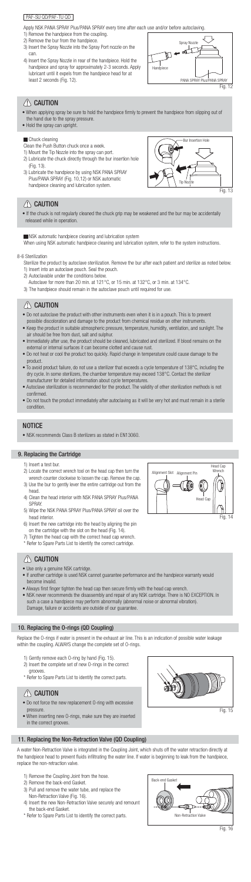PAF-SU QD/PAF-TU QD

Apply NSK PANA SPRAY Plus/PANA SPRAY every time after each use and/or before autoclaving.

1) Remove the handpiece from the coupling.
2) Remove the bur from the handpiece.
3) Insert the Spray Nozzle into the Spray Port nozzle on the can.
4) Insert the Spray Nozzle in rear of the handpiece. Hold the handpiece and spray for approximately 2-3 seconds. Apply lubricant until it expels from the handpiece head for at least 2 seconds (Fig. 12).

Spray Nozzle
Handpiece
PANA SPRAY Plus/PANA SPRAY

Fig. 12

## ⚠ CAUTION

- When applying spray be sure to hold the handpiece firmly to prevent the handpiece from slipping out of the hand due to the spray pressure.
- Hold the spray can upright.

### ■ Chuck cleaning

Clean the Push Button chuck once a week.

1) Mount the Tip Nozzle into the spray can port.
2) Lubricate the chuck directly through the bur insertion hole (Fig. 13).
3) Lubricate the handpiece by using NSK PANA SPRAY Plus/PANA SPRAY (Fig. 10,12) or NSK automatic handpiece cleaning and lubrication system.

Bur Insertion Hole
Tip Nozzle

Fig. 13

## ⚠ CAUTION

- If the chuck is not regularly cleaned the chuck grip may be weakened and the bur may be accidentally released while in operation.

### ■ NSK automatic handpiece cleaning and lubrication system

When using NSK automatic handpiece cleaning and lubrication system, refer to the system instructions.

### 8-6 Sterilization

Sterilize the product by autoclave sterilization. Remove the bur after each patient and sterilize as noted below.

1) Insert into an autoclave pouch. Seal the pouch.
2) Autoclavable under the conditions below.
   Autoclave for more than 20 min. at 121°C, or 15 min. at 132°C, or 3 min. at 134°C.
3) The handpiece should remain in the autoclave pouch until required for use.

## ⚠ CAUTION

- Do not autoclave the product with other instruments even when it is in a pouch. This is to prevent possible discoloration and damage to the product from chemical residue on other instruments.
- Keep the product in suitable atmospheric pressure, temperature, humidity, ventilation, and sunlight. The air should be free from dust, salt and sulphur.
- Immediately after use, the product should be cleaned, lubricated and sterilized. If blood remains on the external or internal surfaces it can become clotted and cause rust.
- Do not heat or cool the product too quickly. Rapid change in temperature could cause damage to the product.
- To avoid product failure, do not use a sterilizer that exceeds a cycle temperature of 138°C, including the dry cycle. In some sterilizers, the chamber temperature may exceed 138°C. Contact the sterilizer manufacturer for detailed information about cycle temperatures.
- Autoclave sterilization is recommended for the product. The validity of other sterilization methods is not confirmed.
- Do not touch the product immediately after autoclaving as it will be very hot and must remain in a sterile condition.

## NOTICE

- NSK recommends Class B sterilizers as stated in EN13060.

## 9. Replacing the Cartridge

1) Insert a test bur.
2) Locate the correct wrench tool on the head cap then turn the wrench counter clockwise to loosen the cap. Remove the cap.
3) Use the bur to gently lever the entire cartridge out from the head.
4) Clean the head interior with NSK PANA SPRAY Plus/PANA SPRAY.
5) Wipe the NSK PANA SPRAY Plus/PANA SPRAY oil over the head interior.
6) Insert the new cartridge into the head by aligning the pin on the cartridge with the slot on the head (Fig. 14).
7) Tighten the head cap with the correct head cap wrench.

\* Refer to Spare Parts List to identify the correct cartridge.

Alignment Slot
Alignment Pin
Head Cap Wrench
Head Cap

Fig. 14

## ⚠ CAUTION

- Use only a genuine NSK cartridge.
- If another cartridge is used NSK cannot guarantee performance and the handpiece warranty would become invalid.
- Always first finger tighten the head cap then secure firmly with the head cap wrench.
- NSK never recommends the disassembly and repair of any NSK cartridge. There is NO EXCEPTION. In such a case a handpiece may perform abnormally (abnormal noise or abnormal vibration). Damage, failure or accidents are outside of our guarantee.

## 10. Replacing the O-rings (QD Coupling)

Replace the O-rings if water is present in the exhaust air line. This is an indication of possible water leakage within the coupling. ALWAYS change the complete set of O-rings.

1) Gently remove each O-ring by hand (Fig. 15).
2) Insert the complete set of new O-rings in the correct grooves.

\* Refer to Spare Parts List to identify the correct parts.

Fig. 15

## ⚠ CAUTION

- Do not force the new replacement O-ring with excessive pressure.
- When inserting new O-rings, make sure they are inserted in the correct grooves.

## 11. Replacing the Non-Retraction Valve (QD Coupling)

A water Non-Retraction Valve is integrated in the Coupling Joint, which shuts off the water retraction directly at the handpiece head to prevent fluids infiltrating the water line. If water is beginning to leak from the handpiece, replace the non-retraction valve.

1) Remove the Coupling Joint from the hose.
2) Remove the back-end Gasket.
3) Pull and remove the water tube, and replace the Non-Retraction Valve (Fig. 16).
4) Insert the new Non-Retraction Valve securely and remount the back-end Gasket.

\* Refer to Spare Parts List to identify the correct parts.

Back-end Gasket
Non-Retraction Valve

Fig. 16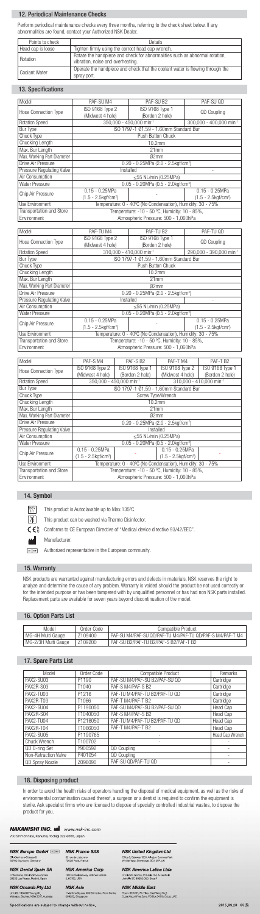## 12. Periodical Maintenance Checks

Perform periodical maintenance checks every three months, referring to the check sheet below. If any abnormalities are found, contact your Authorized NSK Dealer.

| Points to check | Details |
|---|---|
| Head cap is loose | Tighten firmly using the correct head cap wrench. |
| Rotation | Rotate the handpiece and check for abnormalities such as abnormal rotation, vibration, noise and overheating. |
| Coolant Water | Operate the handpiece and check that the coolant water is flowing through the spray port. |

## 13. Specifications

| Model | PAF-SU M4 | PAF-SU B2 | PAF-SU QD |
|---|---|---|---|
| Hose Connection Type | ISO 9168 Type 2 (Midwest 4 hole) | ISO 9168 Type 1 (Borden 2 hole) | QD Coupling |
| Rotation Speed | 350,000 - 450,000 min⁻¹ | | 300,000 - 400,000 min⁻¹ |
| Bur Type | ISO 1797-1 Ø1.59 - 1.60mm Standard Bur | | |
| Chuck Type | Push Button Chuck | | |
| Chucking Length | 10.2mm | | |
| Max. Bur Length | 21mm | | |
| Max. Working Part Diameter | Ø2mm | | |
| Drive Air Pressure | 0.20 - 0.25MPa (2.0 - 2.5kgf/cm²) | | |
| Pressure Regulating Valve | Installed | | |
| Air Consumption | ≤55 NL/min (0.25MPa) | | |
| Water Pressure | 0.05 - 0.20MPa (0.5 - 2.0kgf/cm²) | | |
| Chip Air Pressure | 0.15 - 0.25MPa (1.5 - 2.5kgf/cm²) | - | 0.15 - 0.25MPa (1.5 - 2.5kgf/cm²) |
| Use Environment | Temperature: 0 - 40ºC (No Condensation), Humidity: 30 - 75% | | |
| Transportation and Store Environment | Temperature: -10 - 50 ºC, Humidity: 10 - 85%, Atmospheric Pressure: 500 - 1,060hPa | | |

| Model | PAF-TU M4 | PAF-TU B2 | PAF-TU QD |
|---|---|---|---|
| Hose Connection Type | ISO 9168 Type 2 (Midwest 4 hole) | ISO 9168 Type 1 (Borden 2 hole) | QD Coupling |
| Rotation Speed | 310,000 - 410,000 min⁻¹ | | 290,000 - 390,000 min⁻¹ |
| Bur Type | ISO 1797-1 Ø1.59 - 1.60mm Standard Bur | | |
| Chuck Type | Push Button Chuck | | |
| Chucking Length | 10.2mm | | |
| Max. Bur Length | 21mm | | |
| Max. Working Part Diameter | Ø2mm | | |
| Drive Air Pressure | 0.20 - 0.25MPa (2.0 - 2.5kgf/cm²) | | |
| Pressure Regulating Valve | Installed | | - |
| Air Consumption | ≤55 NL/min (0.25MPa) | | |
| Water Pressure | 0.05 - 0.20MPa (0.5 - 2.0kgf/cm²) | | |
| Chip Air Pressure | 0.15 - 0.25MPa (1.5 - 2.5kgf/cm²) | - | 0.15 - 0.25MPa (1.5 - 2.5kgf/cm²) |
| Use Environment | Temperature: 0 - 40ºC (No Condensation), Humidity: 30 - 75% | | |
| Transportation and Store Environment | Temperature: -10 - 50 ºC, Humidity: 10 - 85%, Atmospheric Pressure: 500 - 1,060hPa | | |

| Model | PAF-S M4 | PAF-S B2 | PAF-T M4 | PAF-T B2 |
|---|---|---|---|---|
| Hose Connection Type | ISO 9168 Type 2 (Midwest 4 hole) | ISO 9168 Type 1 (Borden 2 hole) | ISO 9168 Type 2 (Midwest 4 hole) | ISO 9168 Type 1 (Borden 2 hole) |
| Rotation Speed | 350,000 - 450,000 min⁻¹ | | 310,000 - 410,000 min⁻¹ | |
| Bur Type | ISO 1797-1 Ø1.59 - 1.60mm Standard Bur | | | |
| Chuck Type | Screw Type/Wrench | | | |
| Chucking Length | 10.2mm | | | |
| Max. Bur Length | 21mm | | | |
| Max. Working Part Diameter | Ø2mm | | | |
| Drive Air Pressure | 0.20 - 0.25MPa (2.0 - 2.5kgf/cm²) | | | |
| Pressure Regulating Valve | Installed | | | |
| Air Consumption | ≤55 NL/min (0.25MPa) | | | |
| Water Pressure | 0.05 - 0.20MPa (0.5 - 2.0kgf/cm²) | | | |
| Chip Air Pressure | 0.15 - 0.25MPa (1.5 - 2.5kgf/cm²) | - | 0.15 - 0.25MPa (1.5 - 2.5kgf/cm²) | - |
| Use Environment | Temperature: 0 - 40ºC (No Condensation), Humidity: 30 - 75% | | | |
| Transportation and Store Environment | Temperature: -10 - 50 ºC, Humidity: 10 - 85%, Atmospheric Pressure: 500 - 1,060hPa | | | |

## 14. Symbol

This product is Autoclavable up to Max.135ºC.

This product can be washed via Thermo Disinfector.

Conforms to CE European Directive of "Medical device directive 93/42/EEC".

Manufacturer.

Authorized representative in the European community.

## 15. Warranty

NSK products are warranted against manufacturing errors and defects in materials. NSK reserves the right to analyze and determine the cause of any problem. Warranty is voided should the product be not used correctly or for the intended purpose or has been tampered with by unqualified personnel or has had non NSK parts installed. Replacement parts are available for seven years beyond discontinuation of the model.

## 16. Option Parts List

| Model | Order Code | Compatible Product |
|---|---|---|
| MG-4H Multi Gauge | Z109400 | PAF-SU M4/PAF-SU QD/PAF-TU M4/PAF-TU QD/PAF-S M4/PAF-T M4 |
| MG-2/3H Multi Gauge | Z109200 | PAF-SU B2/PAF-TU B2/PAF-S B2/PAF-T B2 |

## 17. Spare Parts List

| Model | Order Code | Compatible Product | Remarks |
|---|---|---|---|
| PAX2-SU03 | P1190 | PAF-SU M4/PAF-SU B2/PAF-SU QD | Cartridge |
| PAX2R-S03 | T1040 | PAF-S M4/PAF-S B2 | Cartridge |
| PAX2-TU03 | P1216 | PAF-TU M4/PAF-TU B2/PAF-TU QD | Cartridge |
| PAX2R-T03 | T1066 | PAF-T M4/PAF-T B2 | Cartridge |
| PAX2-SU04 | P1190050 | PAF-SU M4/PAF-SU B2/PAF-SU QD | Head Cap |
| PAX2R-S04 | T1040050 | PAF-S M4/PAF-S B2 | Head Cap |
| PAX2-TU04 | P1216050 | PAF-TU M4/PAF-TU B2/PAF-TU QD | Head Cap |
| PAX2R-T04 | T1066050 | PAF-T M4/PAF-T B2 | Head Cap |
| PAX2-SU05 | P1190765 | - | Head Cap Wrench |
| Chuck Wrench | T100702 | - | - |
| QD O-ring Set | Y900592 | QD Coupling | - |
| Non-Retraction Valve | P401054 | QD Coupling | - |
| QD Spray Nozzle | Z096090 | PAF-SU QD/PAF-TU QD | - |

## 18. Disposing product

In order to avoid the health risks of operators handling the disposal of medical equipment, as well as the risks of environmental contamination caused thereof, a surgeon or a dentist is required to confirm the equipment is sterile. Ask specialist firms who are licensed to dispose of specially controlled industrial wastes, to dispose the product for you.

**NAKANISHI INC.** www.nsk-inc.com

700 Shimohinata, Kanuma, Tochigi 322-8666, Japan

**NSK Europe GmbH**
Elly-Beinhorn-Strasse 8, 65760 Eschborn, Germany

**NSK France SAS**
32 rue de Lisbonne, 75008 Paris, France

**NSK United Kingdom Ltd**
Office 5, Gateway 1000, Arlington Business Park, Whittle Way, Stevenage, SG1 2FP, UK

**NSK Dental Spain SA**
C/ Modena, 43 El Soto de la Moraleja, 28109 Alcobendas, Madrid, Spain

**NSK America Corp**
1800 Global Parkway, Hoffman Estates, IL 60192, USA

**NSK America Latina Ltda**
Av. Paulista Centro, Sala 104, A, Santo Amaro, São Paulo, Brasil

**NSK Oceania Pty Ltd**
Unit 30, 1864-2000 Young St, Waterloo, Sydney, NSW 2017, Australia

**NSK Asia**
1 Maritime Square, #09-50 HarbourFront Centre, Singapore

**NSK Middle East**
Room 8EA512, 7th Floor, East Wing Wing B, Dubai Airport Free Zone, PO Box 54316, Dubai, UAE

Specifications are subject to change without notice.

2015.09.20 05